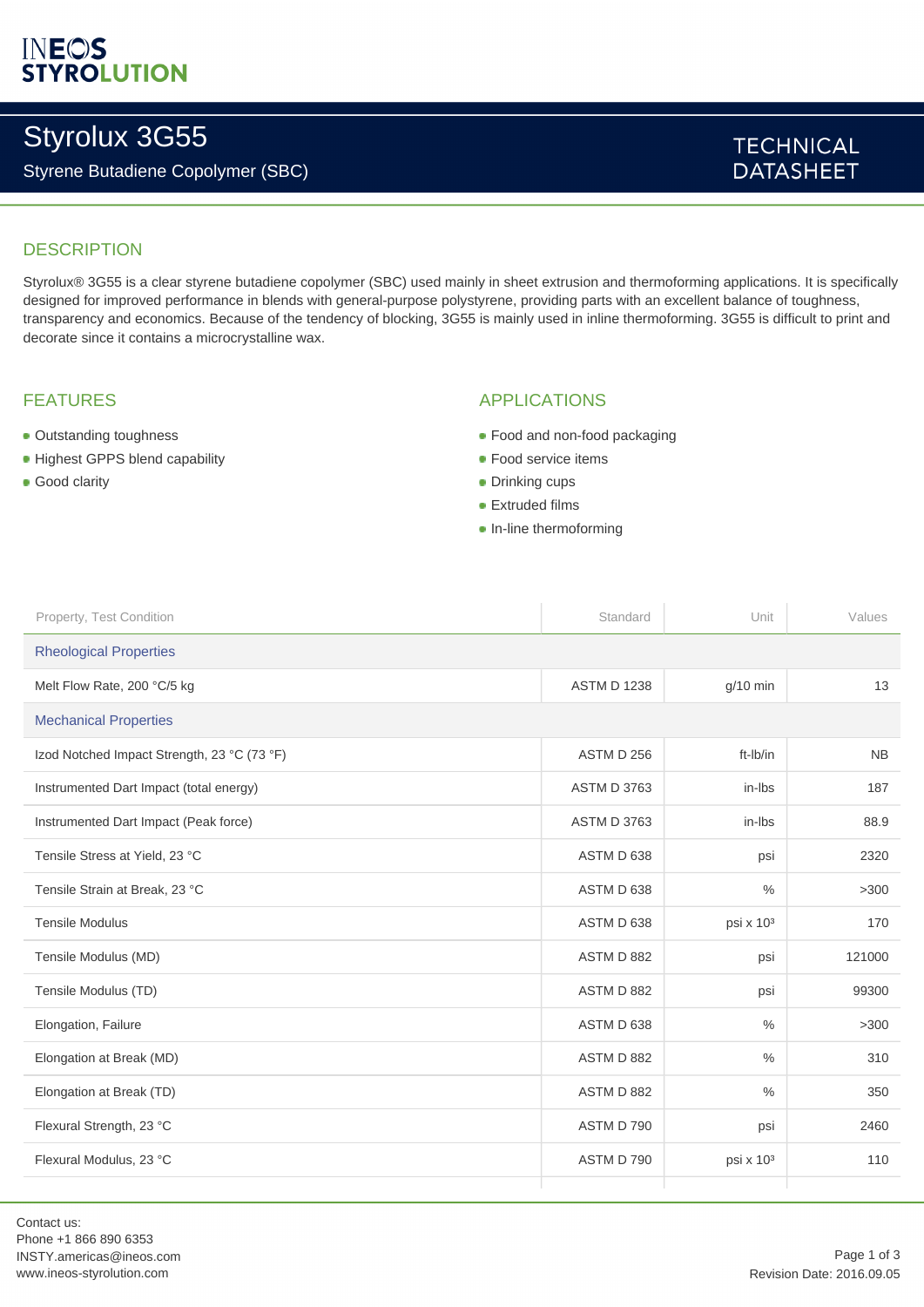# Styrolux 3G55

Styrene Butadiene Copolymer (SBC)

TECHNICAL DATASHEET

## DESCRIPTION

Styrolux® 3G55 is a clear styrene butadiene copolymer (SBC) used mainly in sheet extrusion and thermoforming applications. It is specifically designed for improved performance in blends with general-purpose polystyrene, providing parts with an excellent balance of toughness, transparency and economics. Because of the tendency of blocking, 3G55 is mainly used in inline thermoforming. 3G55 is difficult to print and decorate since it contains a microcrystalline wax.

## FEATURES

- Outstanding toughness
- Highest GPPS blend capability
- Good clarity

## APPLICATIONS

- Food and non-food packaging
- Food service items
- Drinking cups
- Extruded films
- In-line thermoforming

| Property, Test Condition | Standard | Unit | Values |
|---|---|---|---|
| **Rheological Properties** | | | |
| Melt Flow Rate, 200 °C/5 kg | ASTM D 1238 | g/10 min | 13 |
| **Mechanical Properties** | | | |
| Izod Notched Impact Strength, 23 °C (73 °F) | ASTM D 256 | ft-lb/in | NB |
| Instrumented Dart Impact (total energy) | ASTM D 3763 | in-lbs | 187 |
| Instrumented Dart Impact (Peak force) | ASTM D 3763 | in-lbs | 88.9 |
| Tensile Stress at Yield, 23 °C | ASTM D 638 | psi | 2320 |
| Tensile Strain at Break, 23 °C | ASTM D 638 | % | >300 |
| Tensile Modulus | ASTM D 638 | psi x $10^3$ | 170 |
| Tensile Modulus (MD) | ASTM D 882 | psi | 121000 |
| Tensile Modulus (TD) | ASTM D 882 | psi | 99300 |
| Elongation, Failure | ASTM D 638 | % | >300 |
| Elongation at Break (MD) | ASTM D 882 | % | 310 |
| Elongation at Break (TD) | ASTM D 882 | % | 350 |
| Flexural Strength, 23 °C | ASTM D 790 | psi | 2460 |
| Flexural Modulus, 23 °C | ASTM D 790 | psi x $10^3$ | 110 |

Contact us:
Phone +1 866 890 6353
INSTY.americas@ineos.com
www.ineos-styrolution.com

Revision Date: 2016.09.05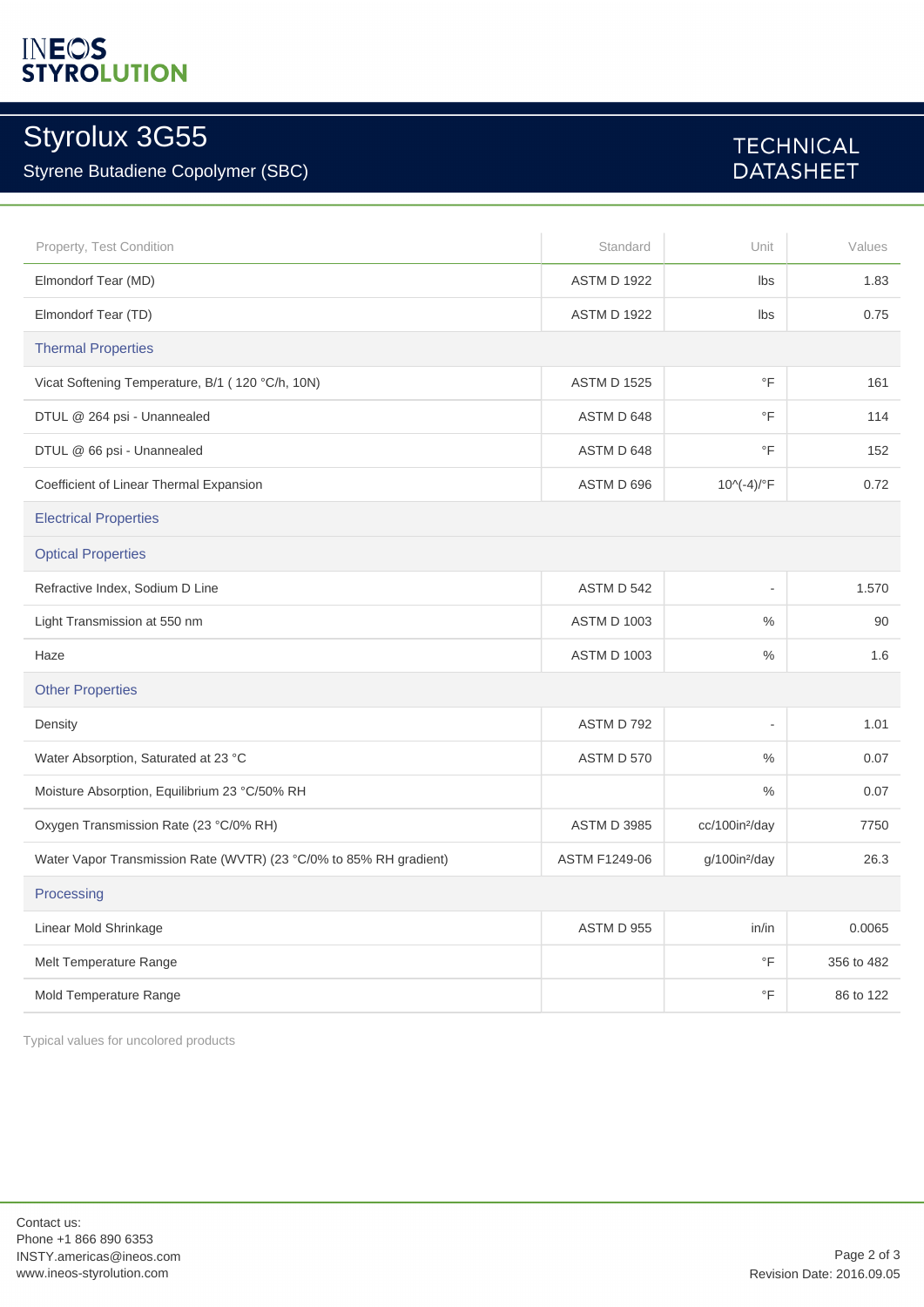INEOS STYROLUTION

# Styrolux 3G55

Styrene Butadiene Copolymer (SBC)

TECHNICAL DATASHEET

| Property, Test Condition | Standard | Unit | Values |
|---|---|---|---|
| Elmondorf Tear (MD) | ASTM D 1922 | lbs | 1.83 |
| Elmondorf Tear (TD) | ASTM D 1922 | lbs | 0.75 |
| **Thermal Properties** | | | |
| Vicat Softening Temperature, B/1 ( 120 °C/h, 10N) | ASTM D 1525 | °F | 161 |
| DTUL @ 264 psi - Unannealed | ASTM D 648 | °F | 114 |
| DTUL @ 66 psi - Unannealed | ASTM D 648 | °F | 152 |
| Coefficient of Linear Thermal Expansion | ASTM D 696 | 10^(-4)/°F | 0.72 |
| **Electrical Properties** | | | |
| **Optical Properties** | | | |
| Refractive Index, Sodium D Line | ASTM D 542 | - | 1.570 |
| Light Transmission at 550 nm | ASTM D 1003 | % | 90 |
| Haze | ASTM D 1003 | % | 1.6 |
| **Other Properties** | | | |
| Density | ASTM D 792 | - | 1.01 |
| Water Absorption, Saturated at 23 °C | ASTM D 570 | % | 0.07 |
| Moisture Absorption, Equilibrium 23 °C/50% RH | | % | 0.07 |
| Oxygen Transmission Rate (23 °C/0% RH) | ASTM D 3985 | cc/100in²/day | 7750 |
| Water Vapor Transmission Rate (WVTR) (23 °C/0% to 85% RH gradient) | ASTM F1249-06 | g/100in²/day | 26.3 |
| **Processing** | | | |
| Linear Mold Shrinkage | ASTM D 955 | in/in | 0.0065 |
| Melt Temperature Range | | °F | 356 to 482 |
| Mold Temperature Range | | °F | 86 to 122 |

Typical values for uncolored products

Contact us:
Phone +1 866 890 6353
INSTY.americas@ineos.com
www.ineos-styrolution.com

Revision Date: 2016.09.05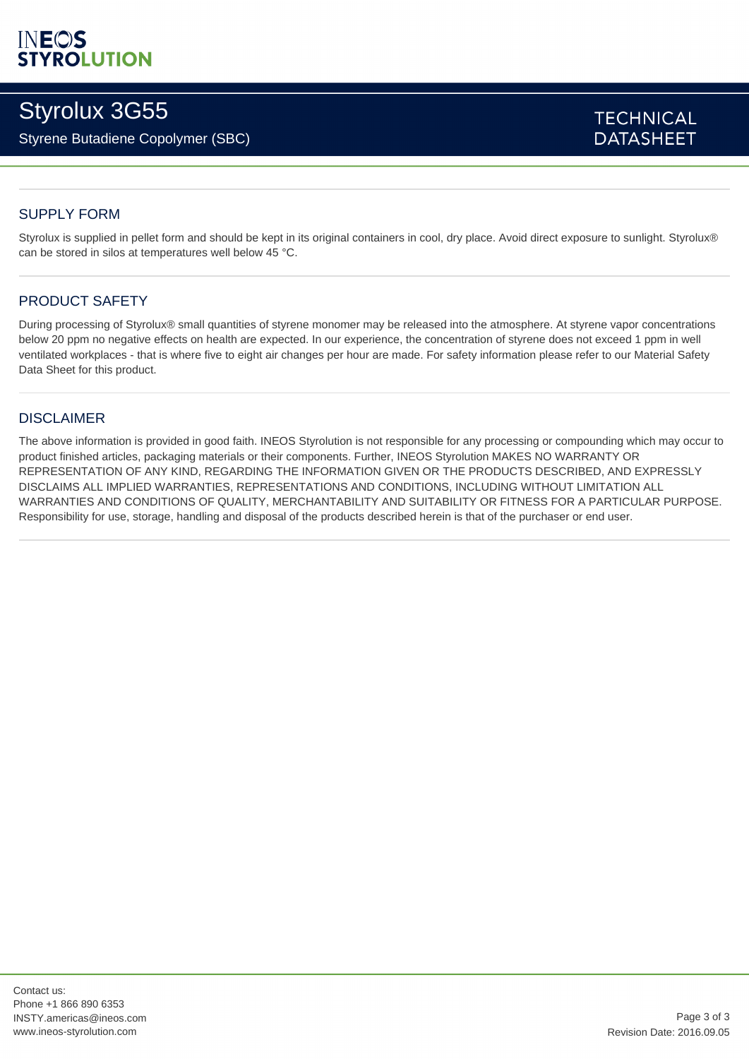# Styrolux 3G55

Styrene Butadiene Copolymer (SBC)

TECHNICAL DATASHEET

## SUPPLY FORM

Styrolux is supplied in pellet form and should be kept in its original containers in cool, dry place. Avoid direct exposure to sunlight. Styrolux® can be stored in silos at temperatures well below 45 °C.

## PRODUCT SAFETY

During processing of Styrolux® small quantities of styrene monomer may be released into the atmosphere. At styrene vapor concentrations below 20 ppm no negative effects on health are expected. In our experience, the concentration of styrene does not exceed 1 ppm in well ventilated workplaces - that is where five to eight air changes per hour are made. For safety information please refer to our Material Safety Data Sheet for this product.

## DISCLAIMER

The above information is provided in good faith. INEOS Styrolution is not responsible for any processing or compounding which may occur to product finished articles, packaging materials or their components. Further, INEOS Styrolution MAKES NO WARRANTY OR REPRESENTATION OF ANY KIND, REGARDING THE INFORMATION GIVEN OR THE PRODUCTS DESCRIBED, AND EXPRESSLY DISCLAIMS ALL IMPLIED WARRANTIES, REPRESENTATIONS AND CONDITIONS, INCLUDING WITHOUT LIMITATION ALL WARRANTIES AND CONDITIONS OF QUALITY, MERCHANTABILITY AND SUITABILITY OR FITNESS FOR A PARTICULAR PURPOSE. Responsibility for use, storage, handling and disposal of the products described herein is that of the purchaser or end user.

Contact us:
Phone +1 866 890 6353
INSTY.americas@ineos.com
www.ineos-styrolution.com

Revision Date: 2016.09.05